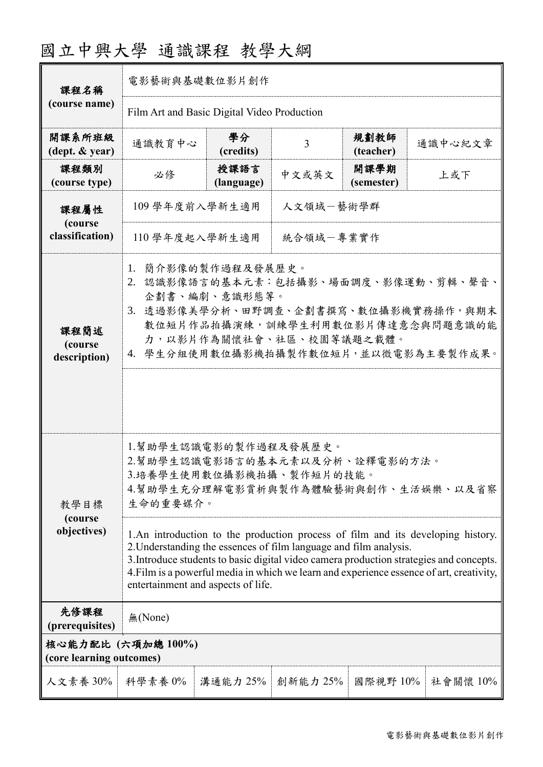# 國立中興大學 通識課程 教學大綱

| 課程名稱 (course name) | 電影藝術與基礎數位影片創作 | | | | |
|---|---|---|---|---|---|
| | Film Art and Basic Digital Video Production | | | | |
| 開課系所班級 (dept. & year) | 通識教育中心 | 學分 (credits) | 3 | 規劃教師 (teacher) | 通識中心紀文章 |
| 課程類別 (course type) | 必修 | 授課語言 (language) | 中文或英文 | 開課學期 (semester) | 上或下 |
| 課程屬性 (course classification) | 109 學年度前入學新生適用 | 人文領域－藝術學群 | | | |
| | 110 學年度起入學新生適用 | 統合領域－專業實作 | | | |
| 課程簡述 (course description) | 1. 簡介影像的製作過程及發展歷史。<br>2. 認識影像語言的基本元素：包括攝影、場面調度、影像運動、剪輯、聲音、企劃書、編劇、意識形態等。<br>3. 透過影像美學分析、田野調查、企劃書撰寫、數位攝影機實務操作，與期末數位短片作品拍攝演練，訓練學生利用數位影片傳達意念與問題意識的能力，以影片作為關懷社會、社區、校園等議題之載體。<br>4. 學生分組使用數位攝影機拍攝製作數位短片，並以微電影為主要製作成果。 | | | | |
| 教學目標 (course objectives) | 1.幫助學生認識電影的製作過程及發展歷史。<br>2.幫助學生認識電影語言的基本元素以及分析、詮釋電影的方法。<br>3.培養學生使用數位攝影機拍攝、製作短片的技能。<br>4.幫助學生充分理解電影賞析與製作為體驗藝術與創作、生活娛樂、以及省察生命的重要媒介。 | | | | |
| | 1.An introduction to the production process of film and its developing history.<br>2.Understanding the essences of film language and film analysis.<br>3.Introduce students to basic digital video camera production strategies and concepts.<br>4.Film is a powerful media in which we learn and experience essence of art, creativity, entertainment and aspects of life. | | | | |
| 先修課程 (prerequisites) | 無(None) | | | | |

**核心能力配比 (六項加總 100%) (core learning outcomes)**

| 人文素養 30% | 科學素養 0% | 溝通能力 25% | 創新能力 25% | 國際視野 10% | 社會關懷 10% |
|---|---|---|---|---|---|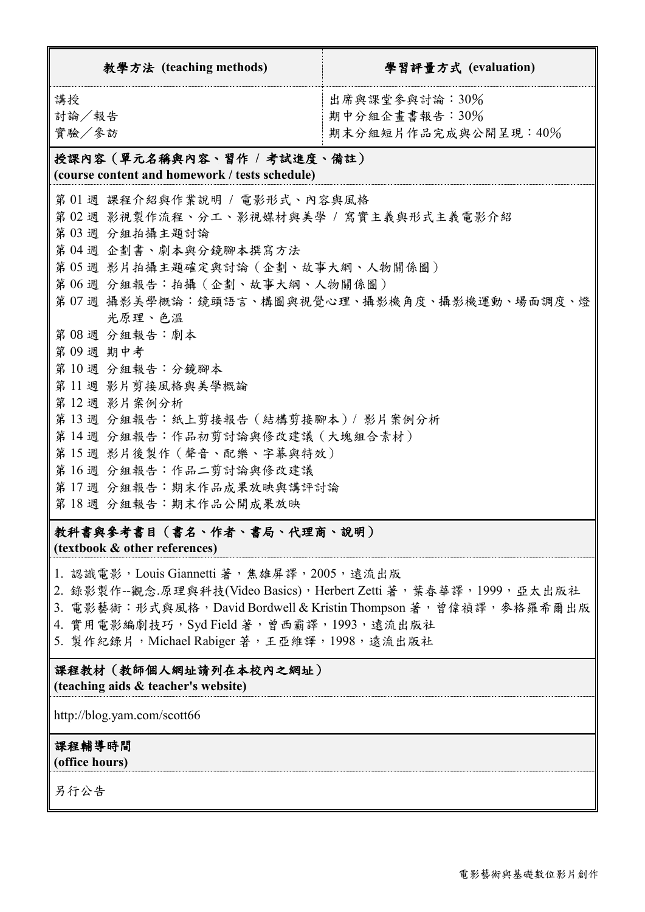| 教學方法 (teaching methods) | 學習評量方式 (evaluation) |
| --- | --- |
| 講授<br>討論／報告<br>實驗／參訪 | 出席與課堂參與討論：30%<br>期中分組企畫書報告：30%<br>期末分組短片作品完成與公開呈現：40% |

## 授課內容（單元名稱與內容、習作 / 考試進度、備註）
**(course content and homework / tests schedule)**

第 01 週 課程介紹與作業說明 / 電影形式、內容與風格
第 02 週 影視製作流程、分工、影視媒材與美學 / 寫實主義與形式主義電影介紹
第 03 週 分組拍攝主題討論
第 04 週 企劃書、劇本與分鏡腳本撰寫方法
第 05 週 影片拍攝主題確定與討論（企劃、故事大綱、人物關係圖）
第 06 週 分組報告：拍攝（企劃、故事大綱、人物關係圖）
第 07 週 攝影美學概論：鏡頭語言、構圖與視覺心理、攝影機角度、攝影機運動、場面調度、燈光原理、色溫
第 08 週 分組報告：劇本
第 09 週 期中考
第 10 週 分組報告：分鏡腳本
第 11 週 影片剪接風格與美學概論
第 12 週 影片案例分析
第 13 週 分組報告：紙上剪接報告（結構剪接腳本）/ 影片案例分析
第 14 週 分組報告：作品初剪討論與修改建議（大塊組合素材）
第 15 週 影片後製作（聲音、配樂、字幕與特效）
第 16 週 分組報告：作品二剪討論與修改建議
第 17 週 分組報告：期末作品成果放映與講評討論
第 18 週 分組報告：期末作品公開成果放映

## 教科書與參考書目（書名、作者、書局、代理商、說明）
**(textbook & other references)**

1. 認識電影，Louis Giannetti 著，焦雄屏譯，2005，遠流出版
2. 錄影製作--觀念.原理與科技(Video Basics)，Herbert Zetti 著，葉春華譯，1999，亞太出版社
3. 電影藝術：形式與風格，David Bordwell & Kristin Thompson 著，曾偉禎譯，麥格羅希爾出版
4. 實用電影編劇技巧，Syd Field 著，曾西霸譯，1993，遠流出版社
5. 製作紀錄片，Michael Rabiger 著，王亞維譯，1998，遠流出版社

## 課程教材（教師個人網址請列在本校內之網址）
**(teaching aids & teacher's website)**

http://blog.yam.com/scott66

## 課程輔導時間
**(office hours)**

另行公告